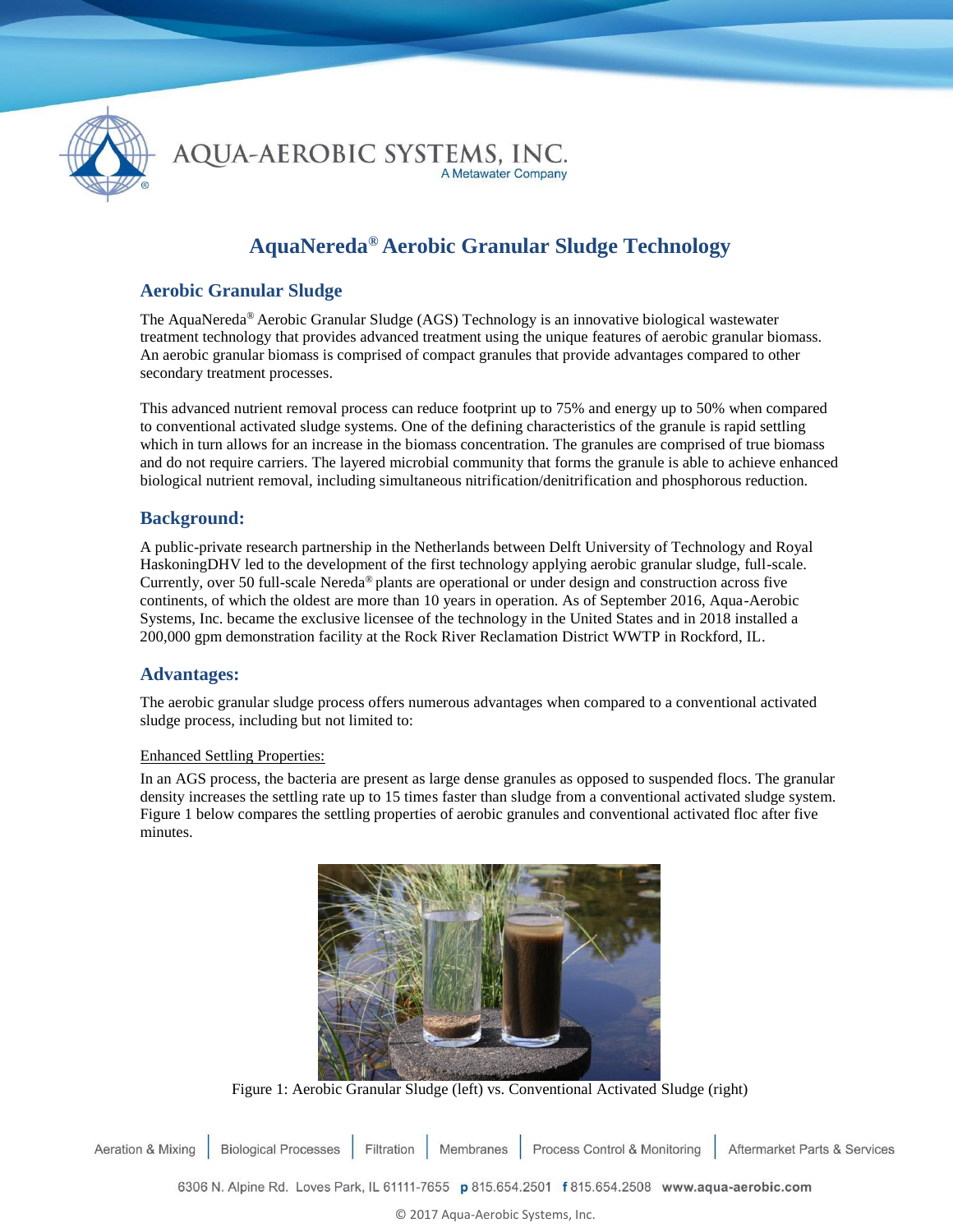AQUA-AEROBIC SYSTEMS, INC.
A Metawater Company

# AquaNereda® Aerobic Granular Sludge Technology

## Aerobic Granular Sludge

The AquaNereda® Aerobic Granular Sludge (AGS) Technology is an innovative biological wastewater treatment technology that provides advanced treatment using the unique features of aerobic granular biomass. An aerobic granular biomass is comprised of compact granules that provide advantages compared to other secondary treatment processes.

This advanced nutrient removal process can reduce footprint up to 75% and energy up to 50% when compared to conventional activated sludge systems. One of the defining characteristics of the granule is rapid settling which in turn allows for an increase in the biomass concentration. The granules are comprised of true biomass and do not require carriers. The layered microbial community that forms the granule is able to achieve enhanced biological nutrient removal, including simultaneous nitrification/denitrification and phosphorous reduction.

## Background:

A public-private research partnership in the Netherlands between Delft University of Technology and Royal HaskoningDHV led to the development of the first technology applying aerobic granular sludge, full-scale. Currently, over 50 full-scale Nereda® plants are operational or under design and construction across five continents, of which the oldest are more than 10 years in operation. As of September 2016, Aqua-Aerobic Systems, Inc. became the exclusive licensee of the technology in the United States and in 2018 installed a 200,000 gpm demonstration facility at the Rock River Reclamation District WWTP in Rockford, IL.

## Advantages:

The aerobic granular sludge process offers numerous advantages when compared to a conventional activated sludge process, including but not limited to:

Enhanced Settling Properties:

In an AGS process, the bacteria are present as large dense granules as opposed to suspended flocs. The granular density increases the settling rate up to 15 times faster than sludge from a conventional activated sludge system. Figure 1 below compares the settling properties of aerobic granules and conventional activated floc after five minutes.

Figure 1: Aerobic Granular Sludge (left) vs. Conventional Activated Sludge (right)

Aeration & Mixing | Biological Processes | Filtration | Membranes | Process Control & Monitoring | Aftermarket Parts & Services

6306 N. Alpine Rd. Loves Park, IL 61111-7655 p 815.654.2501 f 815.654.2508 www.aqua-aerobic.com

© 2017 Aqua-Aerobic Systems, Inc.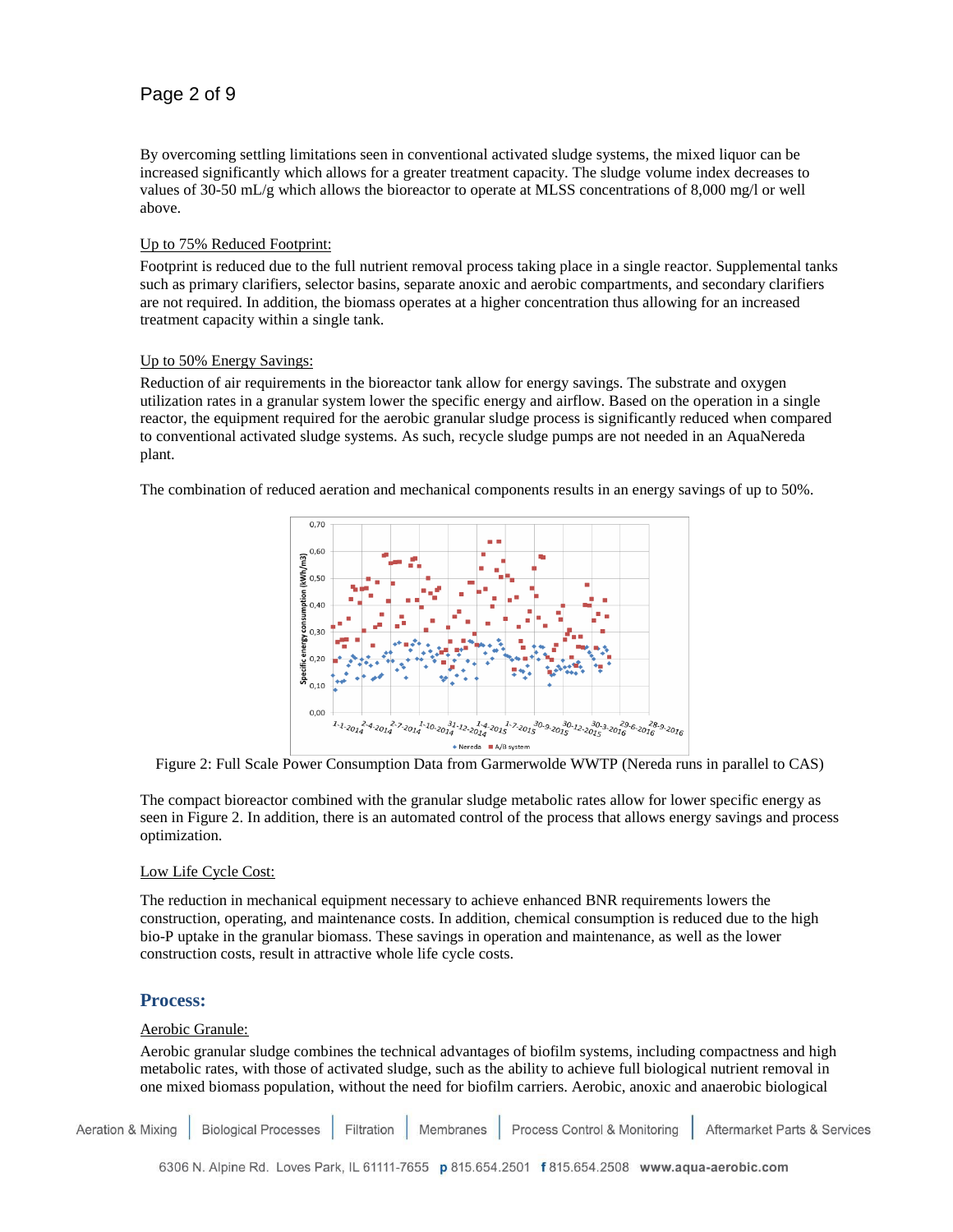By overcoming settling limitations seen in conventional activated sludge systems, the mixed liquor can be increased significantly which allows for a greater treatment capacity. The sludge volume index decreases to values of 30-50 mL/g which allows the bioreactor to operate at MLSS concentrations of 8,000 mg/l or well above.

Up to 75% Reduced Footprint:

Footprint is reduced due to the full nutrient removal process taking place in a single reactor. Supplemental tanks such as primary clarifiers, selector basins, separate anoxic and aerobic compartments, and secondary clarifiers are not required. In addition, the biomass operates at a higher concentration thus allowing for an increased treatment capacity within a single tank.

Up to 50% Energy Savings:

Reduction of air requirements in the bioreactor tank allow for energy savings. The substrate and oxygen utilization rates in a granular system lower the specific energy and airflow. Based on the operation in a single reactor, the equipment required for the aerobic granular sludge process is significantly reduced when compared to conventional activated sludge systems. As such, recycle sludge pumps are not needed in an AquaNereda plant.

The combination of reduced aeration and mechanical components results in an energy savings of up to 50%.

Figure 2: Full Scale Power Consumption Data from Garmerwolde WWTP (Nereda runs in parallel to CAS)

The compact bioreactor combined with the granular sludge metabolic rates allow for lower specific energy as seen in Figure 2. In addition, there is an automated control of the process that allows energy savings and process optimization.

Low Life Cycle Cost:

The reduction in mechanical equipment necessary to achieve enhanced BNR requirements lowers the construction, operating, and maintenance costs. In addition, chemical consumption is reduced due to the high bio-P uptake in the granular biomass. These savings in operation and maintenance, as well as the lower construction costs, result in attractive whole life cycle costs.

## Process:

Aerobic Granule:

Aerobic granular sludge combines the technical advantages of biofilm systems, including compactness and high metabolic rates, with those of activated sludge, such as the ability to achieve full biological nutrient removal in one mixed biomass population, without the need for biofilm carriers. Aerobic, anoxic and anaerobic biological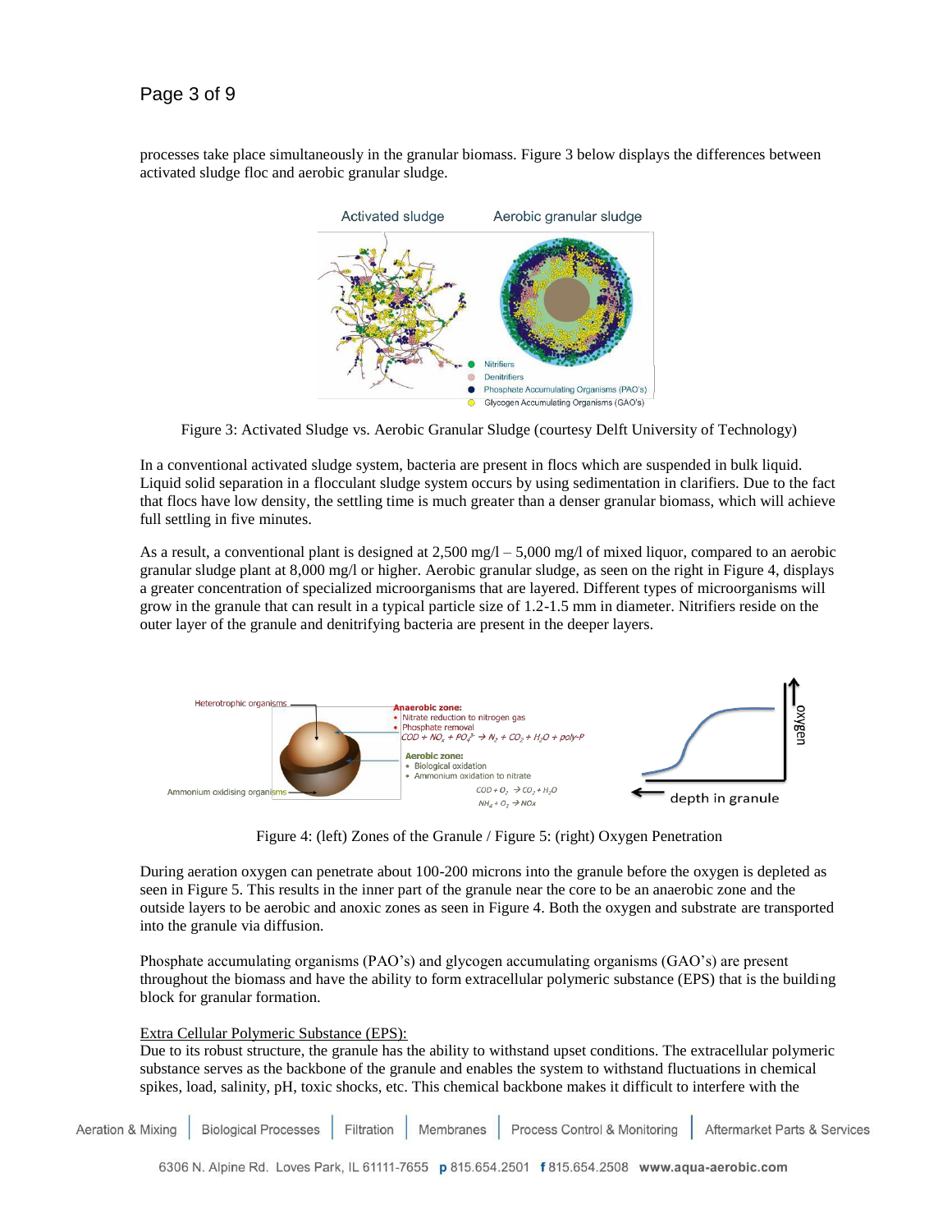processes take place simultaneously in the granular biomass. Figure 3 below displays the differences between activated sludge floc and aerobic granular sludge.

Figure 3: Activated Sludge vs. Aerobic Granular Sludge (courtesy Delft University of Technology)

In a conventional activated sludge system, bacteria are present in flocs which are suspended in bulk liquid. Liquid solid separation in a flocculant sludge system occurs by using sedimentation in clarifiers. Due to the fact that flocs have low density, the settling time is much greater than a denser granular biomass, which will achieve full settling in five minutes.

As a result, a conventional plant is designed at 2,500 mg/l – 5,000 mg/l of mixed liquor, compared to an aerobic granular sludge plant at 8,000 mg/l or higher. Aerobic granular sludge, as seen on the right in Figure 4, displays a greater concentration of specialized microorganisms that are layered. Different types of microorganisms will grow in the granule that can result in a typical particle size of 1.2-1.5 mm in diameter. Nitrifiers reside on the outer layer of the granule and denitrifying bacteria are present in the deeper layers.

Figure 4: (left) Zones of the Granule / Figure 5: (right) Oxygen Penetration

During aeration oxygen can penetrate about 100-200 microns into the granule before the oxygen is depleted as seen in Figure 5. This results in the inner part of the granule near the core to be an anaerobic zone and the outside layers to be aerobic and anoxic zones as seen in Figure 4. Both the oxygen and substrate are transported into the granule via diffusion.

Phosphate accumulating organisms (PAO's) and glycogen accumulating organisms (GAO's) are present throughout the biomass and have the ability to form extracellular polymeric substance (EPS) that is the building block for granular formation.

<u>Extra Cellular Polymeric Substance (EPS):</u>

Due to its robust structure, the granule has the ability to withstand upset conditions. The extracellular polymeric substance serves as the backbone of the granule and enables the system to withstand fluctuations in chemical spikes, load, salinity, pH, toxic shocks, etc. This chemical backbone makes it difficult to interfere with the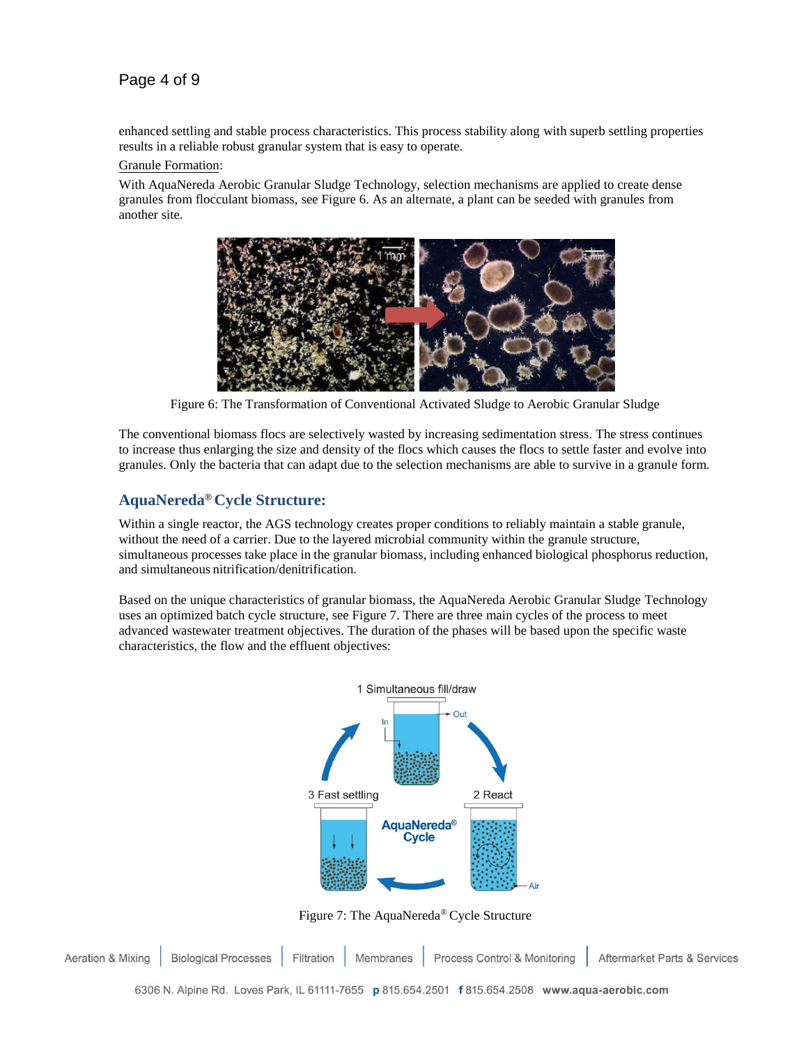enhanced settling and stable process characteristics. This process stability along with superb settling properties results in a reliable robust granular system that is easy to operate.

Granule Formation:

With AquaNereda Aerobic Granular Sludge Technology, selection mechanisms are applied to create dense granules from flocculant biomass, see Figure 6. As an alternate, a plant can be seeded with granules from another site.

Figure 6: The Transformation of Conventional Activated Sludge to Aerobic Granular Sludge

The conventional biomass flocs are selectively wasted by increasing sedimentation stress. The stress continues to increase thus enlarging the size and density of the flocs which causes the flocs to settle faster and evolve into granules. Only the bacteria that can adapt due to the selection mechanisms are able to survive in a granule form.

## AquaNereda® Cycle Structure:

Within a single reactor, the AGS technology creates proper conditions to reliably maintain a stable granule, without the need of a carrier. Due to the layered microbial community within the granule structure, simultaneous processes take place in the granular biomass, including enhanced biological phosphorus reduction, and simultaneous nitrification/denitrification.

Based on the unique characteristics of granular biomass, the AquaNereda Aerobic Granular Sludge Technology uses an optimized batch cycle structure, see Figure 7. There are three main cycles of the process to meet advanced wastewater treatment objectives. The duration of the phases will be based upon the specific waste characteristics, the flow and the effluent objectives:

Figure 7: The AquaNereda® Cycle Structure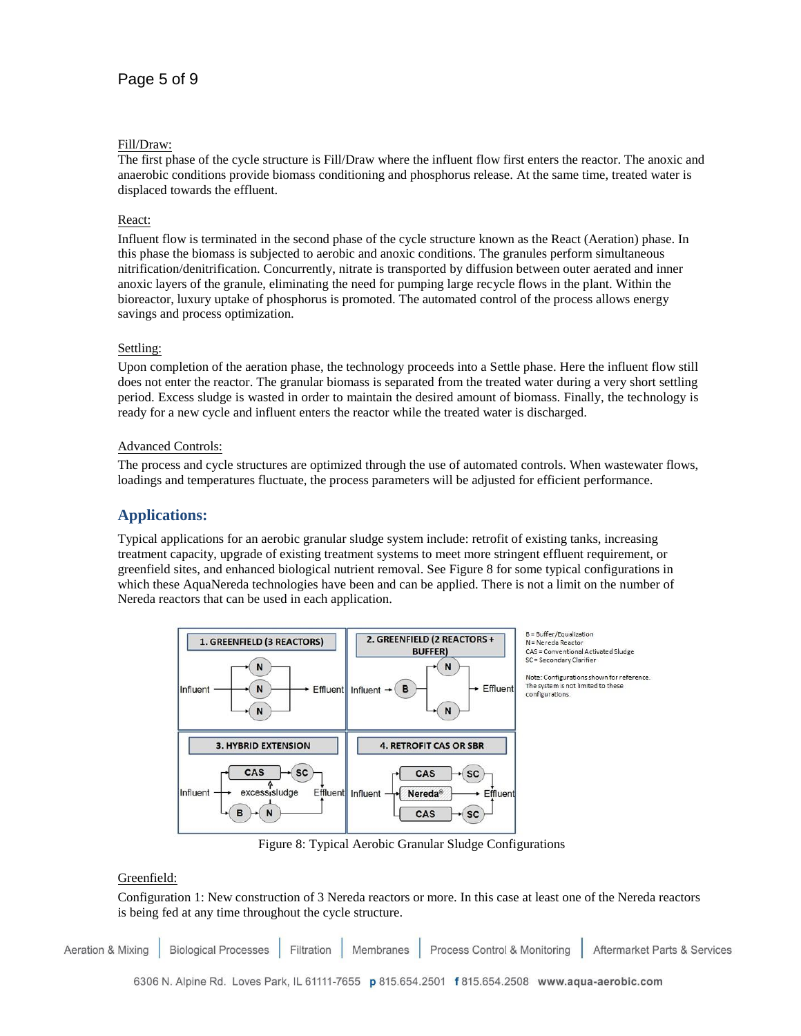Fill/Draw:

The first phase of the cycle structure is Fill/Draw where the influent flow first enters the reactor. The anoxic and anaerobic conditions provide biomass conditioning and phosphorus release. At the same time, treated water is displaced towards the effluent.

React:

Influent flow is terminated in the second phase of the cycle structure known as the React (Aeration) phase. In this phase the biomass is subjected to aerobic and anoxic conditions. The granules perform simultaneous nitrification/denitrification. Concurrently, nitrate is transported by diffusion between outer aerated and inner anoxic layers of the granule, eliminating the need for pumping large recycle flows in the plant. Within the bioreactor, luxury uptake of phosphorus is promoted. The automated control of the process allows energy savings and process optimization.

Settling:

Upon completion of the aeration phase, the technology proceeds into a Settle phase. Here the influent flow still does not enter the reactor. The granular biomass is separated from the treated water during a very short settling period. Excess sludge is wasted in order to maintain the desired amount of biomass. Finally, the technology is ready for a new cycle and influent enters the reactor while the treated water is discharged.

Advanced Controls:

The process and cycle structures are optimized through the use of automated controls. When wastewater flows, loadings and temperatures fluctuate, the process parameters will be adjusted for efficient performance.

## Applications:

Typical applications for an aerobic granular sludge system include: retrofit of existing tanks, increasing treatment capacity, upgrade of existing treatment systems to meet more stringent effluent requirement, or greenfield sites, and enhanced biological nutrient removal. See Figure 8 for some typical configurations in which these AquaNereda technologies have been and can be applied. There is not a limit on the number of Nereda reactors that can be used in each application.

Figure 8: Typical Aerobic Granular Sludge Configurations

Greenfield:

Configuration 1: New construction of 3 Nereda reactors or more. In this case at least one of the Nereda reactors is being fed at any time throughout the cycle structure.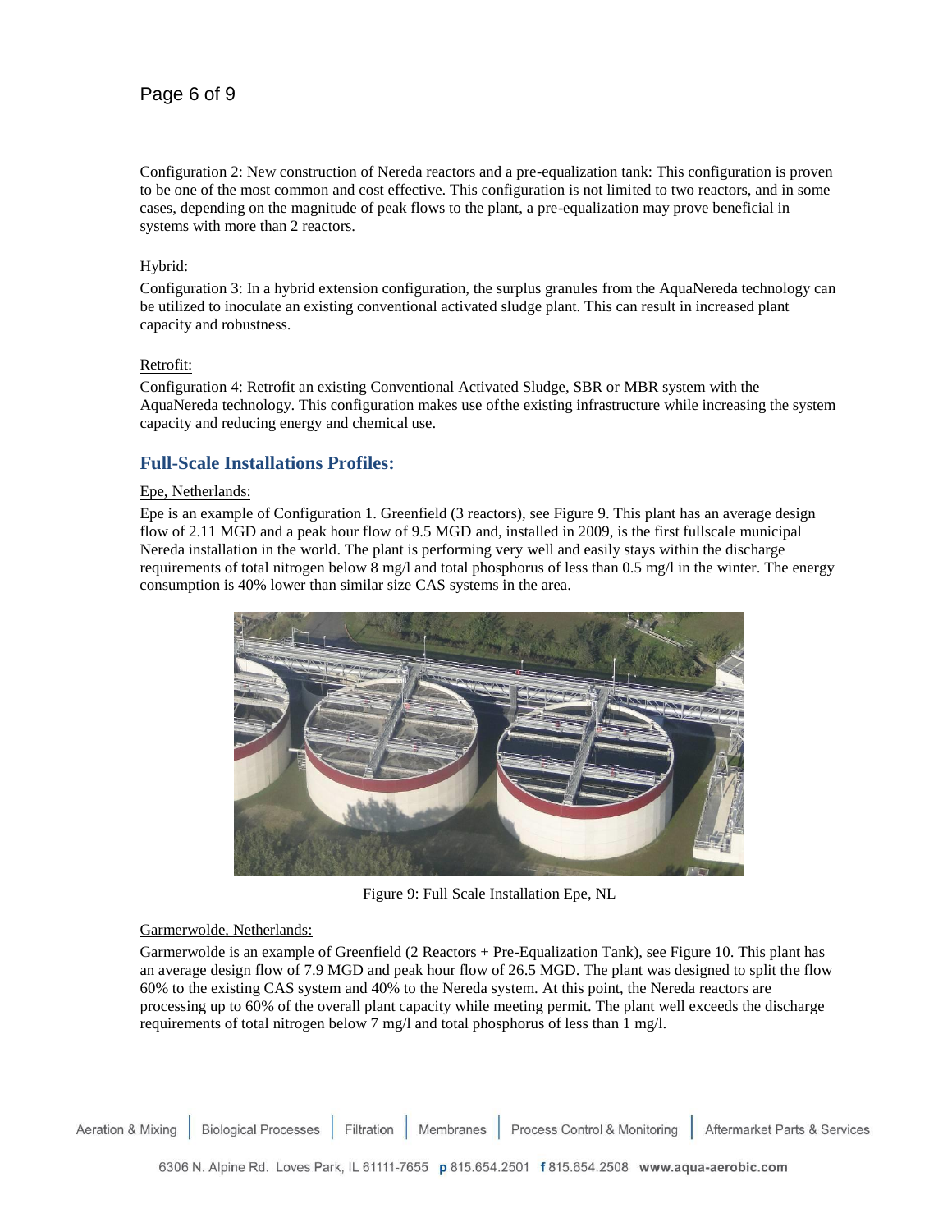Configuration 2: New construction of Nereda reactors and a pre-equalization tank: This configuration is proven to be one of the most common and cost effective. This configuration is not limited to two reactors, and in some cases, depending on the magnitude of peak flows to the plant, a pre-equalization may prove beneficial in systems with more than 2 reactors.

Hybrid:

Configuration 3: In a hybrid extension configuration, the surplus granules from the AquaNereda technology can be utilized to inoculate an existing conventional activated sludge plant. This can result in increased plant capacity and robustness.

Retrofit:

Configuration 4: Retrofit an existing Conventional Activated Sludge, SBR or MBR system with the AquaNereda technology. This configuration makes use of the existing infrastructure while increasing the system capacity and reducing energy and chemical use.

## Full-Scale Installations Profiles:

Epe, Netherlands:

Epe is an example of Configuration 1. Greenfield (3 reactors), see Figure 9. This plant has an average design flow of 2.11 MGD and a peak hour flow of 9.5 MGD and, installed in 2009, is the first fullscale municipal Nereda installation in the world. The plant is performing very well and easily stays within the discharge requirements of total nitrogen below 8 mg/l and total phosphorus of less than 0.5 mg/l in the winter. The energy consumption is 40% lower than similar size CAS systems in the area.

Figure 9: Full Scale Installation Epe, NL

Garmerwolde, Netherlands:

Garmerwolde is an example of Greenfield (2 Reactors + Pre-Equalization Tank), see Figure 10. This plant has an average design flow of 7.9 MGD and peak hour flow of 26.5 MGD. The plant was designed to split the flow 60% to the existing CAS system and 40% to the Nereda system. At this point, the Nereda reactors are processing up to 60% of the overall plant capacity while meeting permit. The plant well exceeds the discharge requirements of total nitrogen below 7 mg/l and total phosphorus of less than 1 mg/l.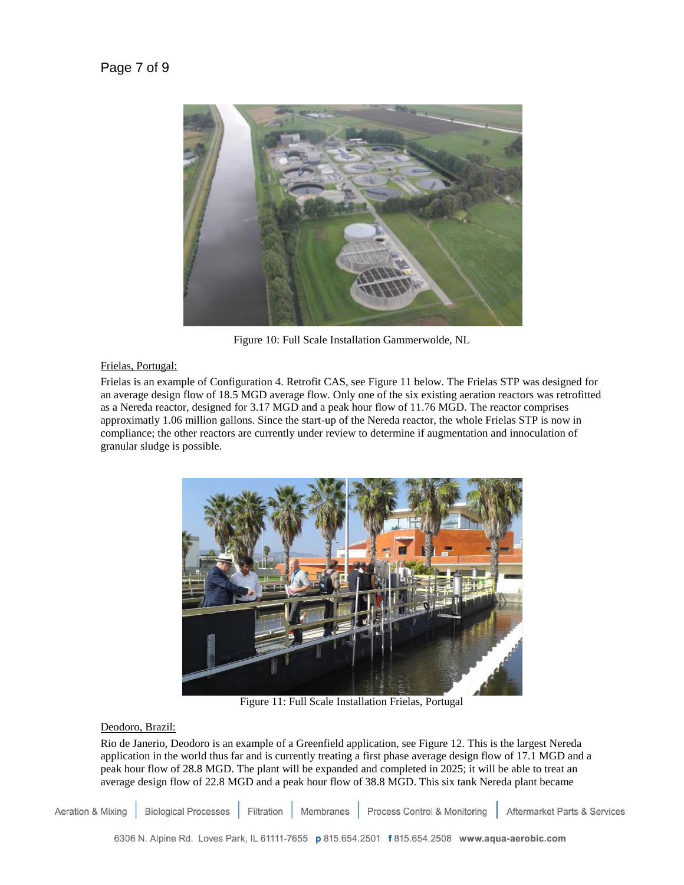Figure 10: Full Scale Installation Gammerwolde, NL

Frielas, Portugal:

Frielas is an example of Configuration 4. Retrofit CAS, see Figure 11 below. The Frielas STP was designed for an average design flow of 18.5 MGD average flow. Only one of the six existing aeration reactors was retrofitted as a Nereda reactor, designed for 3.17 MGD and a peak hour flow of 11.76 MGD. The reactor comprises approximatly 1.06 million gallons. Since the start-up of the Nereda reactor, the whole Frielas STP is now in compliance; the other reactors are currently under review to determine if augmentation and innoculation of granular sludge is possible.

Figure 11: Full Scale Installation Frielas, Portugal

Deodoro, Brazil:

Rio de Janerio, Deodoro is an example of a Greenfield application, see Figure 12. This is the largest Nereda application in the world thus far and is currently treating a first phase average design flow of 17.1 MGD and a peak hour flow of 28.8 MGD. The plant will be expanded and completed in 2025; it will be able to treat an average design flow of 22.8 MGD and a peak hour flow of 38.8 MGD. This six tank Nereda plant became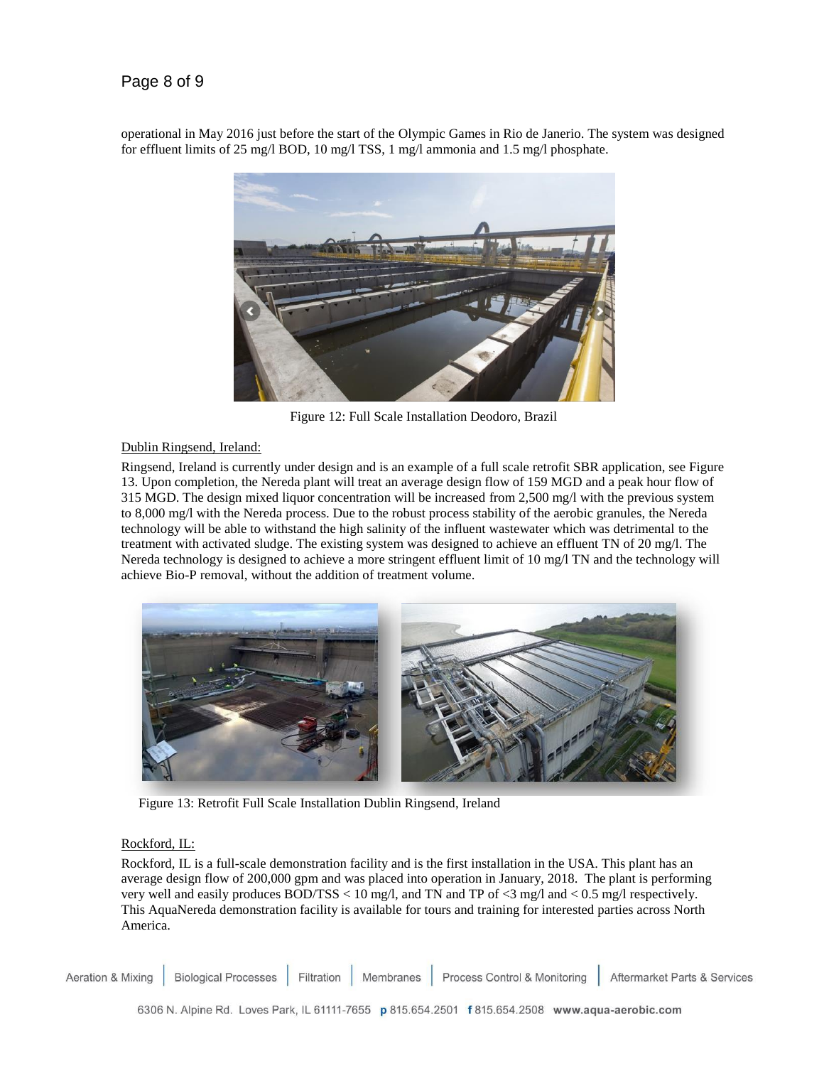operational in May 2016 just before the start of the Olympic Games in Rio de Janerio. The system was designed for effluent limits of 25 mg/l BOD, 10 mg/l TSS, 1 mg/l ammonia and 1.5 mg/l phosphate.

Figure 12: Full Scale Installation Deodoro, Brazil

Dublin Ringsend, Ireland:

Ringsend, Ireland is currently under design and is an example of a full scale retrofit SBR application, see Figure 13. Upon completion, the Nereda plant will treat an average design flow of 159 MGD and a peak hour flow of 315 MGD. The design mixed liquor concentration will be increased from 2,500 mg/l with the previous system to 8,000 mg/l with the Nereda process. Due to the robust process stability of the aerobic granules, the Nereda technology will be able to withstand the high salinity of the influent wastewater which was detrimental to the treatment with activated sludge. The existing system was designed to achieve an effluent TN of 20 mg/l. The Nereda technology is designed to achieve a more stringent effluent limit of 10 mg/l TN and the technology will achieve Bio-P removal, without the addition of treatment volume.

Figure 13: Retrofit Full Scale Installation Dublin Ringsend, Ireland

Rockford, IL:

Rockford, IL is a full-scale demonstration facility and is the first installation in the USA. This plant has an average design flow of 200,000 gpm and was placed into operation in January, 2018. The plant is performing very well and easily produces BOD/TSS < 10 mg/l, and TN and TP of <3 mg/l and < 0.5 mg/l respectively. This AquaNereda demonstration facility is available for tours and training for interested parties across North America.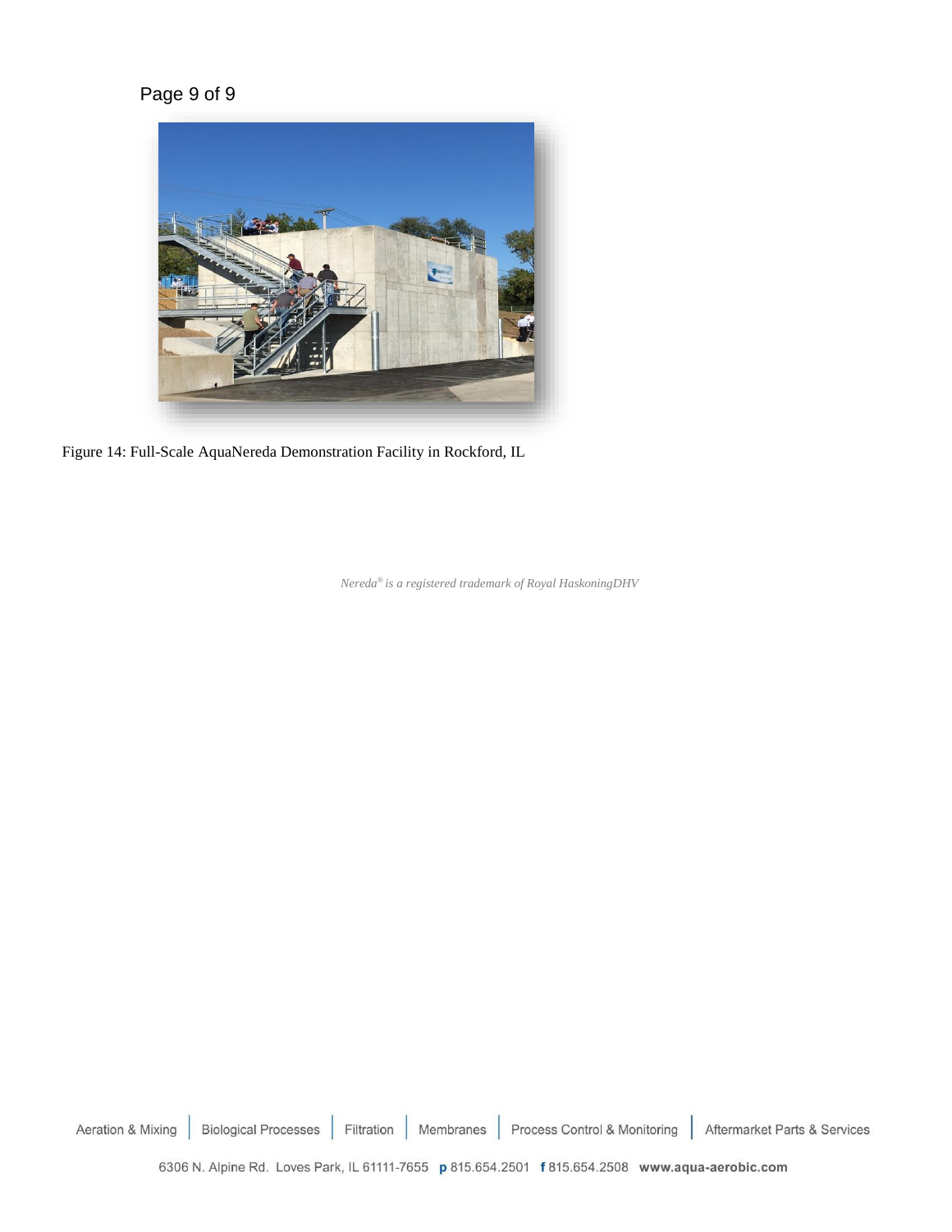Figure 14: Full-Scale AquaNereda Demonstration Facility in Rockford, IL

*Nereda® is a registered trademark of Royal HaskoningDHV*